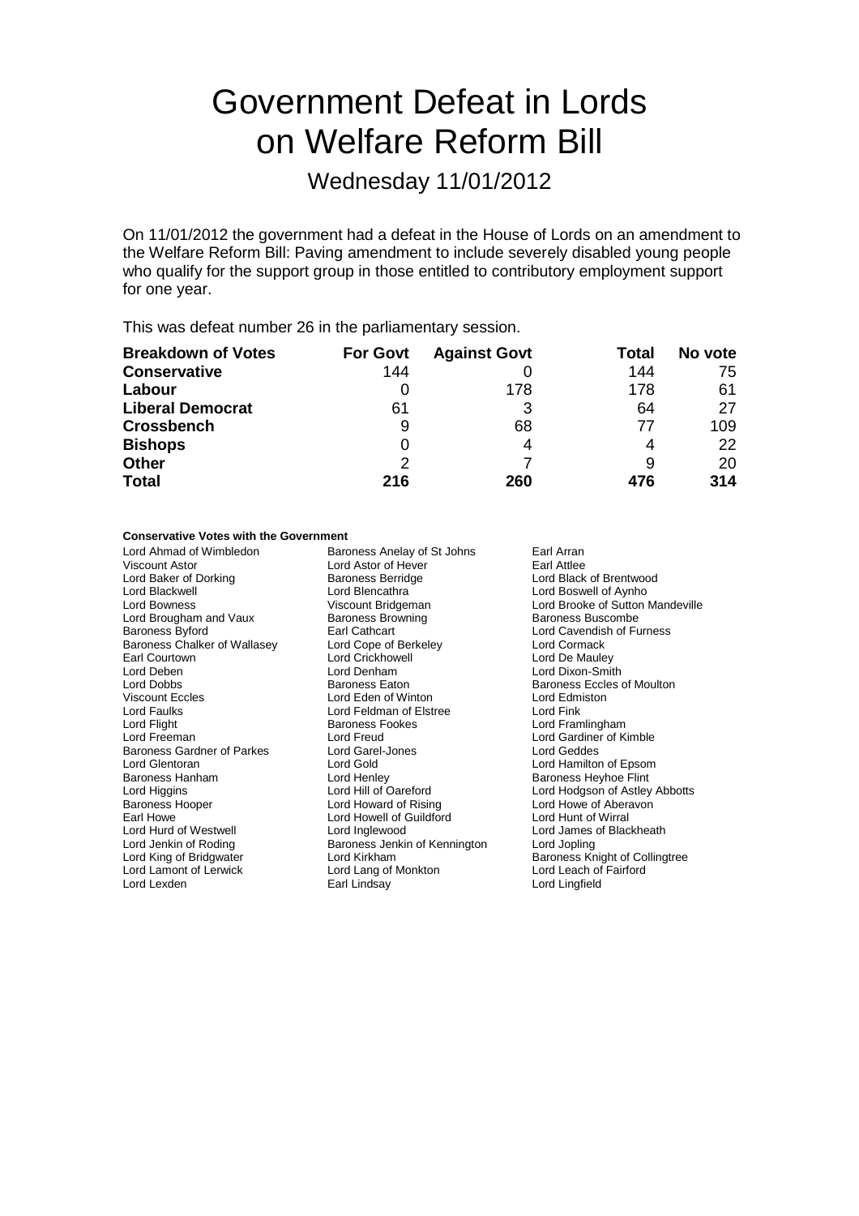# Government Defeat in Lords on Welfare Reform Bill

## Wednesday 11/01/2012

On 11/01/2012 the government had a defeat in the House of Lords on an amendment to the Welfare Reform Bill: Paving amendment to include severely disabled young people who qualify for the support group in those entitled to contributory employment support for one year.

This was defeat number 26 in the parliamentary session.

| **Breakdown of Votes** | **For Govt** | **Against Govt** | **Total** | **No vote** |
|---|---|---|---|---|
| **Conservative** | 144 | 0 | 144 | 75 |
| **Labour** | 0 | 178 | 178 | 61 |
| **Liberal Democrat** | 61 | 3 | 64 | 27 |
| **Crossbench** | 9 | 68 | 77 | 109 |
| **Bishops** | 0 | 4 | 4 | 22 |
| **Other** | 2 | 7 | 9 | 20 |
| **Total** | **216** | **260** | **476** | **314** |

**Conservative Votes with the Government**

| | | |
|---|---|---|
| Lord Ahmad of Wimbledon | Baroness Anelay of St Johns | Earl Arran |
| Viscount Astor | Lord Astor of Hever | Earl Attlee |
| Lord Baker of Dorking | Baroness Berridge | Lord Black of Brentwood |
| Lord Blackwell | Lord Blencathra | Lord Boswell of Aynho |
| Lord Bowness | Viscount Bridgeman | Lord Brooke of Sutton Mandeville |
| Lord Brougham and Vaux | Baroness Browning | Baroness Buscombe |
| Baroness Byford | Earl Cathcart | Lord Cavendish of Furness |
| Baroness Chalker of Wallasey | Lord Cope of Berkeley | Lord Cormack |
| Earl Courtown | Lord Crickhowell | Lord De Mauley |
| Lord Deben | Lord Denham | Lord Dixon-Smith |
| Lord Dobbs | Baroness Eaton | Baroness Eccles of Moulton |
| Viscount Eccles | Lord Eden of Winton | Lord Edmiston |
| Lord Faulks | Lord Feldman of Elstree | Lord Fink |
| Lord Flight | Baroness Fookes | Lord Framlingham |
| Lord Freeman | Lord Freud | Lord Gardiner of Kimble |
| Baroness Gardner of Parkes | Lord Garel-Jones | Lord Geddes |
| Lord Glentoran | Lord Gold | Lord Hamilton of Epsom |
| Baroness Hanham | Lord Henley | Baroness Heyhoe Flint |
| Lord Higgins | Lord Hill of Oareford | Lord Hodgson of Astley Abbotts |
| Baroness Hooper | Lord Howard of Rising | Lord Howe of Aberavon |
| Earl Howe | Lord Howell of Guildford | Lord Hunt of Wirral |
| Lord Hurd of Westwell | Lord Inglewood | Lord James of Blackheath |
| Lord Jenkin of Roding | Baroness Jenkin of Kennington | Lord Jopling |
| Lord King of Bridgwater | Lord Kirkham | Baroness Knight of Collingtree |
| Lord Lamont of Lerwick | Lord Lang of Monkton | Lord Leach of Fairford |
| Lord Lexden | Earl Lindsay | Lord Lingfield |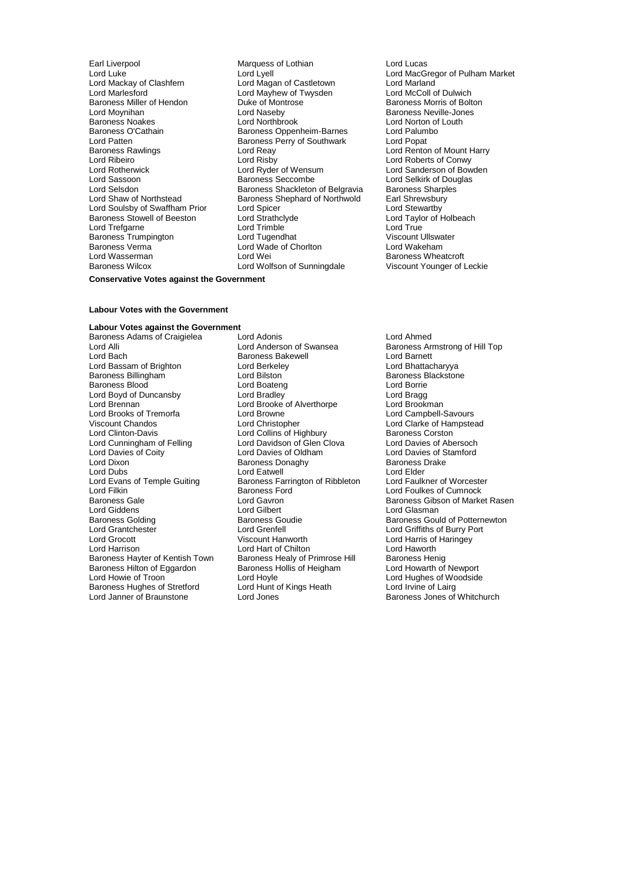Earl Liverpool
Marquess of Lothian
Lord Lucas
Lord Luke
Lord Lyell
Lord MacGregor of Pulham Market
Lord Mackay of Clashfern
Lord Magan of Castletown
Lord Marland
Lord Marlesford
Lord Mayhew of Twysden
Lord McColl of Dulwich
Baroness Miller of Hendon
Duke of Montrose
Baroness Morris of Bolton
Lord Moynihan
Lord Naseby
Baroness Neville-Jones
Baroness Noakes
Lord Northbrook
Lord Norton of Louth
Baroness O'Cathain
Baroness Oppenheim-Barnes
Lord Palumbo
Lord Patten
Baroness Perry of Southwark
Lord Popat
Baroness Rawlings
Lord Reay
Lord Renton of Mount Harry
Lord Ribeiro
Lord Risby
Lord Roberts of Conwy
Lord Rotherwick
Lord Ryder of Wensum
Lord Sanderson of Bowden
Lord Sassoon
Baroness Seccombe
Lord Selkirk of Douglas
Lord Selsdon
Baroness Shackleton of Belgravia
Baroness Sharples
Lord Shaw of Northstead
Baroness Shephard of Northwold
Earl Shrewsbury
Lord Soulsby of Swaffham Prior
Lord Spicer
Lord Stewartby
Baroness Stowell of Beeston
Lord Strathclyde
Lord Taylor of Holbeach
Lord Trefgarne
Lord Trimble
Lord True
Baroness Trumpington
Lord Tugendhat
Viscount Ullswater
Baroness Verma
Lord Wade of Chorlton
Lord Wakeham
Lord Wasserman
Lord Wei
Baroness Wheatcroft
Baroness Wilcox
Lord Wolfson of Sunningdale
Viscount Younger of Leckie

**Conservative Votes against the Government**

**Labour Votes with the Government**

**Labour Votes against the Government**

Baroness Adams of Craigielea
Lord Adonis
Lord Ahmed
Lord Alli
Lord Anderson of Swansea
Baroness Armstrong of Hill Top
Lord Bach
Baroness Bakewell
Lord Barnett
Lord Bassam of Brighton
Lord Berkeley
Lord Bhattacharyya
Baroness Billingham
Lord Bilston
Baroness Blackstone
Baroness Blood
Lord Boateng
Lord Borrie
Lord Boyd of Duncansby
Lord Bradley
Lord Bragg
Lord Brennan
Lord Brooke of Alverthorpe
Lord Brookman
Lord Brooks of Tremorfa
Lord Browne
Lord Campbell-Savours
Viscount Chandos
Lord Christopher
Lord Clarke of Hampstead
Lord Clinton-Davis
Lord Collins of Highbury
Baroness Corston
Lord Cunningham of Felling
Lord Davidson of Glen Clova
Lord Davies of Abersoch
Lord Davies of Coity
Lord Davies of Oldham
Lord Davies of Stamford
Lord Dixon
Baroness Donaghy
Baroness Drake
Lord Dubs
Lord Eatwell
Lord Elder
Lord Evans of Temple Guiting
Baroness Farrington of Ribbleton
Lord Faulkner of Worcester
Lord Filkin
Baroness Ford
Lord Foulkes of Cumnock
Baroness Gale
Lord Gavron
Baroness Gibson of Market Rasen
Lord Giddens
Lord Gilbert
Lord Glasman
Baroness Golding
Baroness Goudie
Baroness Gould of Potternewton
Lord Grantchester
Lord Grenfell
Lord Griffiths of Burry Port
Lord Grocott
Viscount Hanworth
Lord Harris of Haringey
Lord Harrison
Lord Hart of Chilton
Lord Haworth
Baroness Hayter of Kentish Town
Baroness Healy of Primrose Hill
Baroness Henig
Baroness Hilton of Eggardon
Baroness Hollis of Heigham
Lord Howarth of Newport
Lord Howie of Troon
Lord Hoyle
Lord Hughes of Woodside
Baroness Hughes of Stretford
Lord Hunt of Kings Heath
Lord Irvine of Lairg
Lord Janner of Braunstone
Lord Jones
Baroness Jones of Whitchurch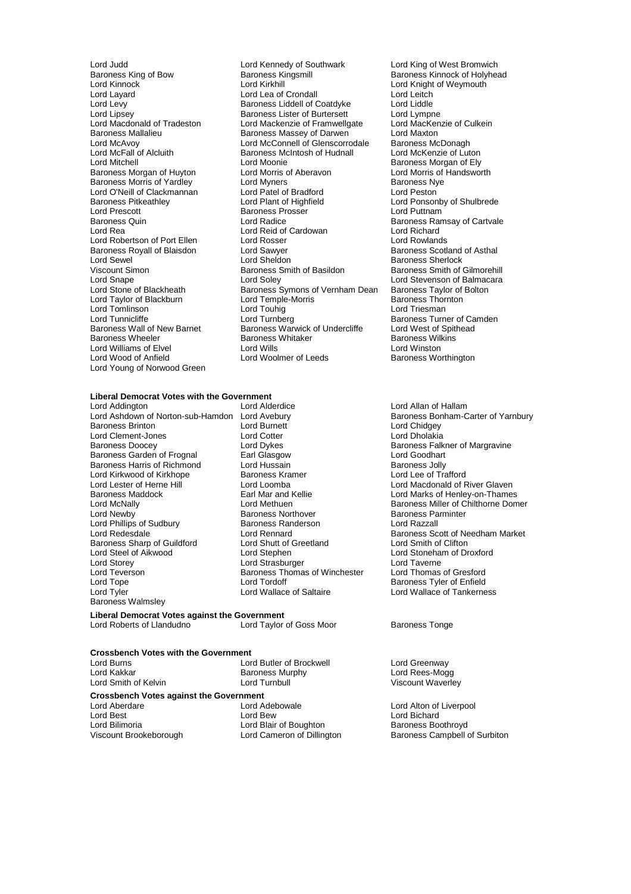Lord Judd
Lord Kennedy of Southwark
Lord King of West Bromwich
Baroness King of Bow
Baroness Kingsmill
Baroness Kinnock of Holyhead
Lord Kinnock
Lord Kirkhill
Lord Knight of Weymouth
Lord Layard
Lord Lea of Crondall
Lord Leitch
Lord Levy
Baroness Liddell of Coatdyke
Lord Liddle
Lord Lipsey
Baroness Lister of Burtersett
Lord Lympne
Lord Macdonald of Tradeston
Lord Mackenzie of Framwellgate
Lord MacKenzie of Culkein
Baroness Mallalieu
Baroness Massey of Darwen
Lord Maxton
Lord McAvoy
Lord McConnell of Glenscorrodale
Baroness McDonagh
Lord McFall of Alcluith
Baroness McIntosh of Hudnall
Lord McKenzie of Luton
Lord Mitchell
Lord Moonie
Baroness Morgan of Ely
Baroness Morgan of Huyton
Lord Morris of Aberavon
Lord Morris of Handsworth
Baroness Morris of Yardley
Lord Myners
Baroness Nye
Lord O'Neill of Clackmannan
Lord Patel of Bradford
Lord Peston
Baroness Pitkeathley
Lord Plant of Highfield
Lord Ponsonby of Shulbrede
Lord Prescott
Baroness Prosser
Lord Puttnam
Baroness Quin
Lord Radice
Baroness Ramsay of Cartvale
Lord Rea
Lord Reid of Cardowan
Lord Richard
Lord Robertson of Port Ellen
Lord Rosser
Lord Rowlands
Baroness Royall of Blaisdon
Lord Sawyer
Baroness Scotland of Asthal
Lord Sewel
Lord Sheldon
Baroness Sherlock
Viscount Simon
Baroness Smith of Basildon
Baroness Smith of Gilmorehill
Lord Snape
Lord Soley
Lord Stevenson of Balmacara
Lord Stone of Blackheath
Baroness Symons of Vernham Dean
Baroness Taylor of Bolton
Lord Taylor of Blackburn
Lord Temple-Morris
Baroness Thornton
Lord Tomlinson
Lord Touhig
Lord Triesman
Lord Tunnicliffe
Lord Turnberg
Baroness Turner of Camden
Baroness Wall of New Barnet
Baroness Warwick of Undercliffe
Lord West of Spithead
Baroness Wheeler
Baroness Whitaker
Baroness Wilkins
Lord Williams of Elvel
Lord Wills
Lord Winston
Lord Wood of Anfield
Lord Woolmer of Leeds
Baroness Worthington
Lord Young of Norwood Green

**Liberal Democrat Votes with the Government**

Lord Addington
Lord Alderdice
Lord Allan of Hallam
Lord Ashdown of Norton-sub-Hamdon
Lord Avebury
Baroness Bonham-Carter of Yarnbury
Baroness Brinton
Lord Burnett
Lord Chidgey
Lord Clement-Jones
Lord Cotter
Lord Dholakia
Baroness Doocey
Lord Dykes
Baroness Falkner of Margravine
Baroness Garden of Frognal
Earl Glasgow
Lord Goodhart
Baroness Harris of Richmond
Lord Hussain
Baroness Jolly
Lord Kirkwood of Kirkhope
Baroness Kramer
Lord Lee of Trafford
Lord Lester of Herne Hill
Lord Loomba
Lord Macdonald of River Glaven
Baroness Maddock
Earl Mar and Kellie
Lord Marks of Henley-on-Thames
Lord McNally
Lord Methuen
Baroness Miller of Chilthorne Domer
Lord Newby
Baroness Northover
Baroness Parminter
Lord Phillips of Sudbury
Baroness Randerson
Lord Razzall
Lord Redesdale
Lord Rennard
Baroness Scott of Needham Market
Baroness Sharp of Guildford
Lord Shutt of Greetland
Lord Smith of Clifton
Lord Steel of Aikwood
Lord Stephen
Lord Stoneham of Droxford
Lord Storey
Lord Strasburger
Lord Taverne
Lord Teverson
Baroness Thomas of Winchester
Lord Thomas of Gresford
Lord Tope
Lord Tordoff
Baroness Tyler of Enfield
Lord Tyler
Lord Wallace of Saltaire
Lord Wallace of Tankerness
Baroness Walmsley

**Liberal Democrat Votes against the Government**

Lord Roberts of Llandudno
Lord Taylor of Goss Moor
Baroness Tonge

**Crossbench Votes with the Government**

Lord Burns
Lord Butler of Brockwell
Lord Greenway
Lord Kakkar
Baroness Murphy
Lord Rees-Mogg
Lord Smith of Kelvin
Lord Turnbull
Viscount Waverley

**Crossbench Votes against the Government**

Lord Aberdare
Lord Adebowale
Lord Alton of Liverpool
Lord Best
Lord Bew
Lord Bichard
Lord Bilimoria
Lord Blair of Boughton
Baroness Boothroyd
Viscount Brookeborough
Lord Cameron of Dillington
Baroness Campbell of Surbiton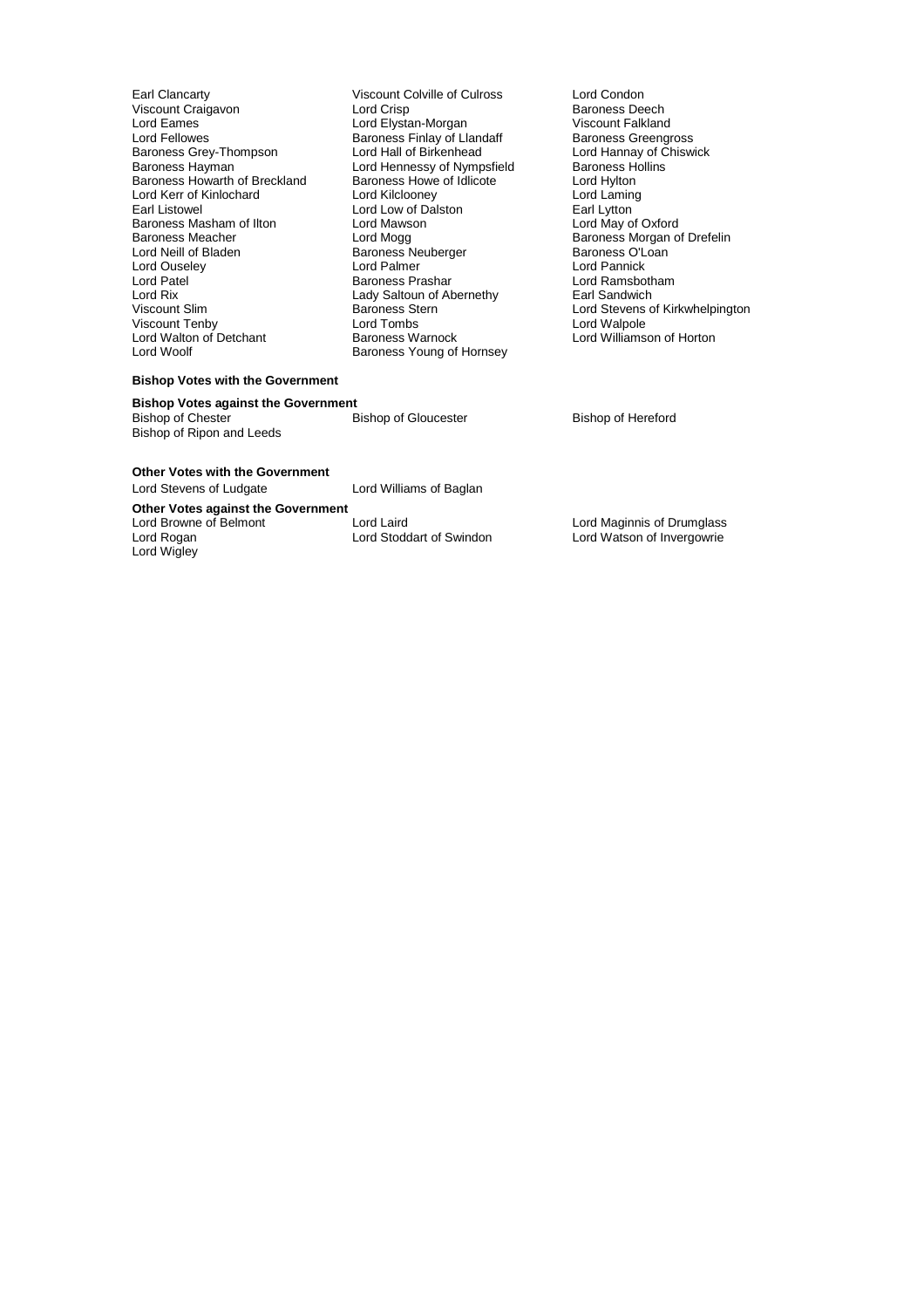Earl Clancarty
Viscount Colville of Culross
Lord Condon
Viscount Craigavon
Lord Crisp
Baroness Deech
Lord Eames
Lord Elystan-Morgan
Viscount Falkland
Lord Fellowes
Baroness Finlay of Llandaff
Baroness Greengross
Baroness Grey-Thompson
Lord Hall of Birkenhead
Lord Hannay of Chiswick
Baroness Hayman
Lord Hennessy of Nympsfield
Baroness Hollins
Baroness Howarth of Breckland
Baroness Howe of Idlicote
Lord Hylton
Lord Kerr of Kinlochard
Lord Kilclooney
Lord Laming
Earl Listowel
Lord Low of Dalston
Earl Lytton
Baroness Masham of Ilton
Lord Mawson
Lord May of Oxford
Baroness Meacher
Lord Mogg
Baroness Morgan of Drefelin
Lord Neill of Bladen
Baroness Neuberger
Baroness O'Loan
Lord Ouseley
Lord Palmer
Lord Pannick
Lord Patel
Baroness Prashar
Lord Ramsbotham
Lord Rix
Lady Saltoun of Abernethy
Earl Sandwich
Viscount Slim
Baroness Stern
Lord Stevens of Kirkwhelpington
Viscount Tenby
Lord Tombs
Lord Walpole
Lord Walton of Detchant
Baroness Warnock
Lord Williamson of Horton
Lord Woolf
Baroness Young of Hornsey

**Bishop Votes with the Government**

**Bishop Votes against the Government**

Bishop of Chester
Bishop of Gloucester
Bishop of Hereford
Bishop of Ripon and Leeds

**Other Votes with the Government**

Lord Stevens of Ludgate
Lord Williams of Baglan

**Other Votes against the Government**

Lord Browne of Belmont
Lord Laird
Lord Maginnis of Drumglass
Lord Rogan
Lord Stoddart of Swindon
Lord Watson of Invergowrie
Lord Wigley